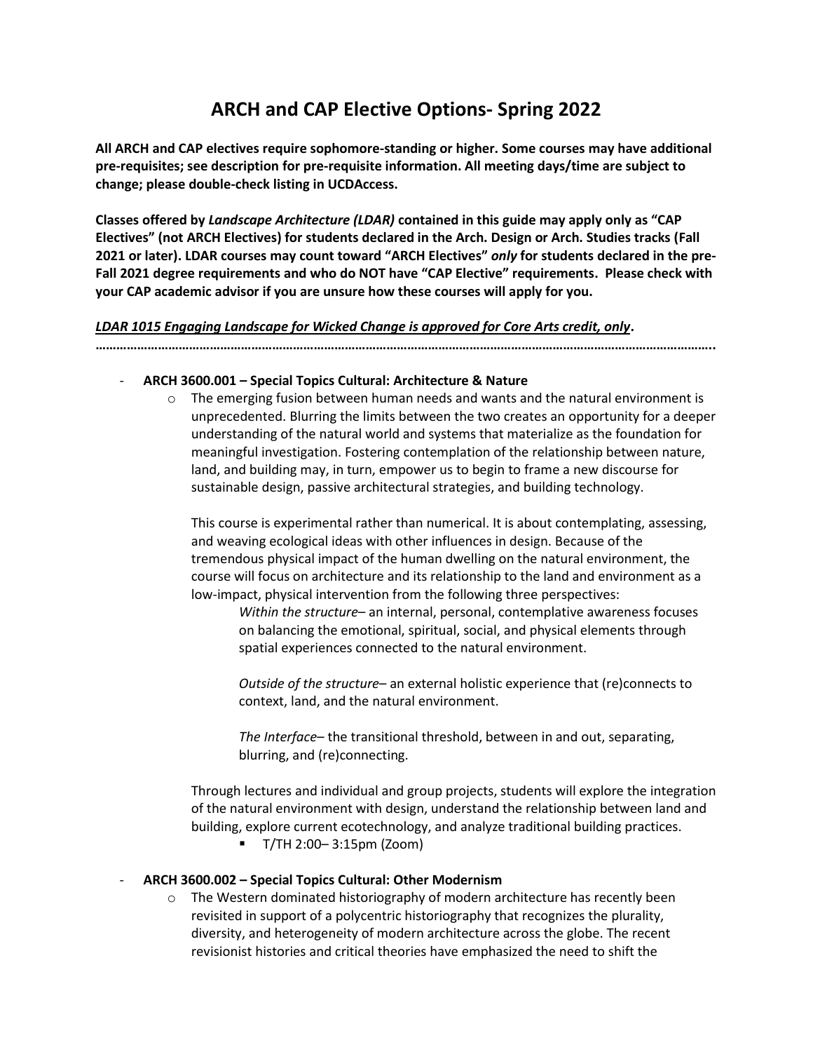# ARCH and CAP Elective Options- Spring 2022

**All ARCH and CAP electives require sophomore-standing or higher. Some courses may have additional pre-requisites; see description for pre-requisite information. All meeting days/time are subject to change; please double-check listing in UCDAccess.**

**Classes offered by *Landscape Architecture (LDAR)* contained in this guide may apply only as "CAP Electives" (not ARCH Electives) for students declared in the Arch. Design or Arch. Studies tracks (Fall 2021 or later). LDAR courses may count toward "ARCH Electives" *only* for students declared in the pre-Fall 2021 degree requirements and who do NOT have "CAP Elective" requirements. Please check with your CAP academic advisor if you are unsure how these courses will apply for you.**

***LDAR 1015 Engaging Landscape for Wicked Change is approved for Core Arts credit, only*.**

…………………………………………………………………………………………………………………………………………………………….

- **ARCH 3600.001 – Special Topics Cultural: Architecture & Nature**
  - The emerging fusion between human needs and wants and the natural environment is unprecedented. Blurring the limits between the two creates an opportunity for a deeper understanding of the natural world and systems that materialize as the foundation for meaningful investigation. Fostering contemplation of the relationship between nature, land, and building may, in turn, empower us to begin to frame a new discourse for sustainable design, passive architectural strategies, and building technology.

    This course is experimental rather than numerical. It is about contemplating, assessing, and weaving ecological ideas with other influences in design. Because of the tremendous physical impact of the human dwelling on the natural environment, the course will focus on architecture and its relationship to the land and environment as a low-impact, physical intervention from the following three perspectives:

    *Within the structure*– an internal, personal, contemplative awareness focuses on balancing the emotional, spiritual, social, and physical elements through spatial experiences connected to the natural environment.

    *Outside of the structure*– an external holistic experience that (re)connects to context, land, and the natural environment.

    *The Interface*– the transitional threshold, between in and out, separating, blurring, and (re)connecting.

    Through lectures and individual and group projects, students will explore the integration of the natural environment with design, understand the relationship between land and building, explore current ecotechnology, and analyze traditional building practices.

    - T/TH 2:00– 3:15pm (Zoom)

- **ARCH 3600.002 – Special Topics Cultural: Other Modernism**
  - The Western dominated historiography of modern architecture has recently been revisited in support of a polycentric historiography that recognizes the plurality, diversity, and heterogeneity of modern architecture across the globe. The recent revisionist histories and critical theories have emphasized the need to shift the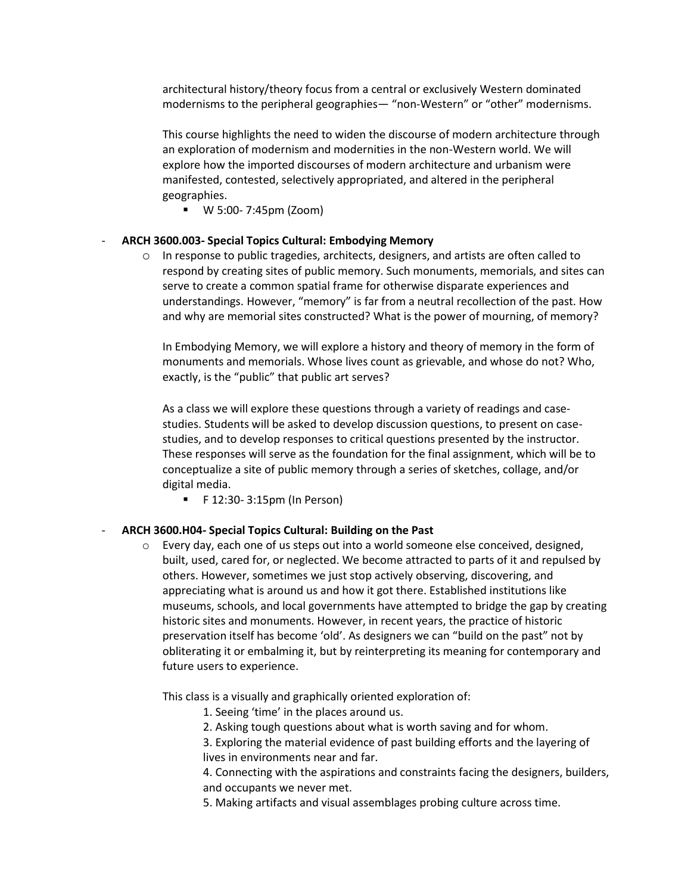architectural history/theory focus from a central or exclusively Western dominated modernisms to the peripheral geographies— "non-Western" or "other" modernisms.

This course highlights the need to widen the discourse of modern architecture through an exploration of modernism and modernities in the non-Western world. We will explore how the imported discourses of modern architecture and urbanism were manifested, contested, selectively appropriated, and altered in the peripheral geographies.

- W 5:00- 7:45pm (Zoom)

- **ARCH 3600.003- Special Topics Cultural: Embodying Memory**
  - In response to public tragedies, architects, designers, and artists are often called to respond by creating sites of public memory. Such monuments, memorials, and sites can serve to create a common spatial frame for otherwise disparate experiences and understandings. However, "memory" is far from a neutral recollection of the past. How and why are memorial sites constructed? What is the power of mourning, of memory?

    In Embodying Memory, we will explore a history and theory of memory in the form of monuments and memorials. Whose lives count as grievable, and whose do not? Who, exactly, is the "public" that public art serves?

    As a class we will explore these questions through a variety of readings and case-studies. Students will be asked to develop discussion questions, to present on case-studies, and to develop responses to critical questions presented by the instructor. These responses will serve as the foundation for the final assignment, which will be to conceptualize a site of public memory through a series of sketches, collage, and/or digital media.
    - F 12:30- 3:15pm (In Person)

- **ARCH 3600.H04- Special Topics Cultural: Building on the Past**
  - Every day, each one of us steps out into a world someone else conceived, designed, built, used, cared for, or neglected. We become attracted to parts of it and repulsed by others. However, sometimes we just stop actively observing, discovering, and appreciating what is around us and how it got there. Established institutions like museums, schools, and local governments have attempted to bridge the gap by creating historic sites and monuments. However, in recent years, the practice of historic preservation itself has become 'old'. As designers we can "build on the past" not by obliterating it or embalming it, but by reinterpreting its meaning for contemporary and future users to experience.

    This class is a visually and graphically oriented exploration of:

    1. Seeing 'time' in the places around us.
    2. Asking tough questions about what is worth saving and for whom.
    3. Exploring the material evidence of past building efforts and the layering of lives in environments near and far.
    4. Connecting with the aspirations and constraints facing the designers, builders, and occupants we never met.
    5. Making artifacts and visual assemblages probing culture across time.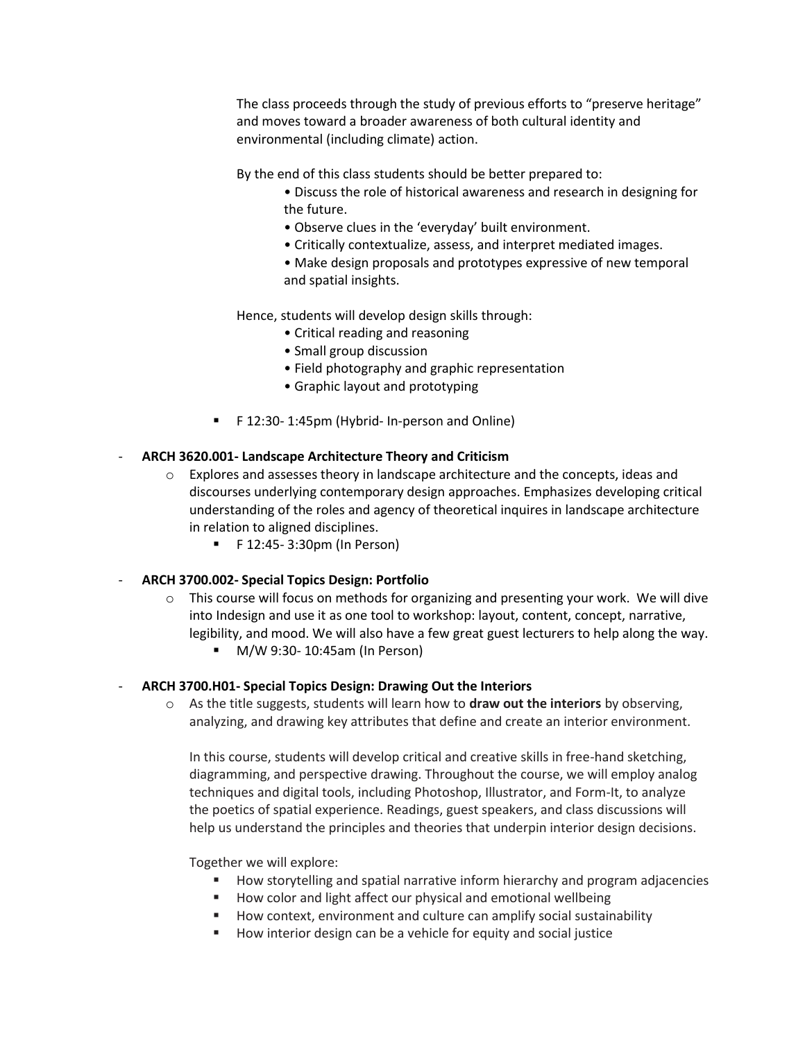The class proceeds through the study of previous efforts to "preserve heritage" and moves toward a broader awareness of both cultural identity and environmental (including climate) action.

By the end of this class students should be better prepared to:

- Discuss the role of historical awareness and research in designing for the future.
- Observe clues in the 'everyday' built environment.
- Critically contextualize, assess, and interpret mediated images.
- Make design proposals and prototypes expressive of new temporal and spatial insights.

Hence, students will develop design skills through:

- Critical reading and reasoning
- Small group discussion
- Field photography and graphic representation
- Graphic layout and prototyping

- F 12:30- 1:45pm (Hybrid- In-person and Online)

- **ARCH 3620.001- Landscape Architecture Theory and Criticism**
  - Explores and assesses theory in landscape architecture and the concepts, ideas and discourses underlying contemporary design approaches. Emphasizes developing critical understanding of the roles and agency of theoretical inquires in landscape architecture in relation to aligned disciplines.
    - F 12:45- 3:30pm (In Person)

- **ARCH 3700.002- Special Topics Design: Portfolio**
  - This course will focus on methods for organizing and presenting your work. We will dive into Indesign and use it as one tool to workshop: layout, content, concept, narrative, legibility, and mood. We will also have a few great guest lecturers to help along the way.
    - M/W 9:30- 10:45am (In Person)

- **ARCH 3700.H01- Special Topics Design: Drawing Out the Interiors**
  - As the title suggests, students will learn how to **draw out the interiors** by observing, analyzing, and drawing key attributes that define and create an interior environment.

    In this course, students will develop critical and creative skills in free-hand sketching, diagramming, and perspective drawing. Throughout the course, we will employ analog techniques and digital tools, including Photoshop, Illustrator, and Form-It, to analyze the poetics of spatial experience. Readings, guest speakers, and class discussions will help us understand the principles and theories that underpin interior design decisions.

    Together we will explore:

    - How storytelling and spatial narrative inform hierarchy and program adjacencies
    - How color and light affect our physical and emotional wellbeing
    - How context, environment and culture can amplify social sustainability
    - How interior design can be a vehicle for equity and social justice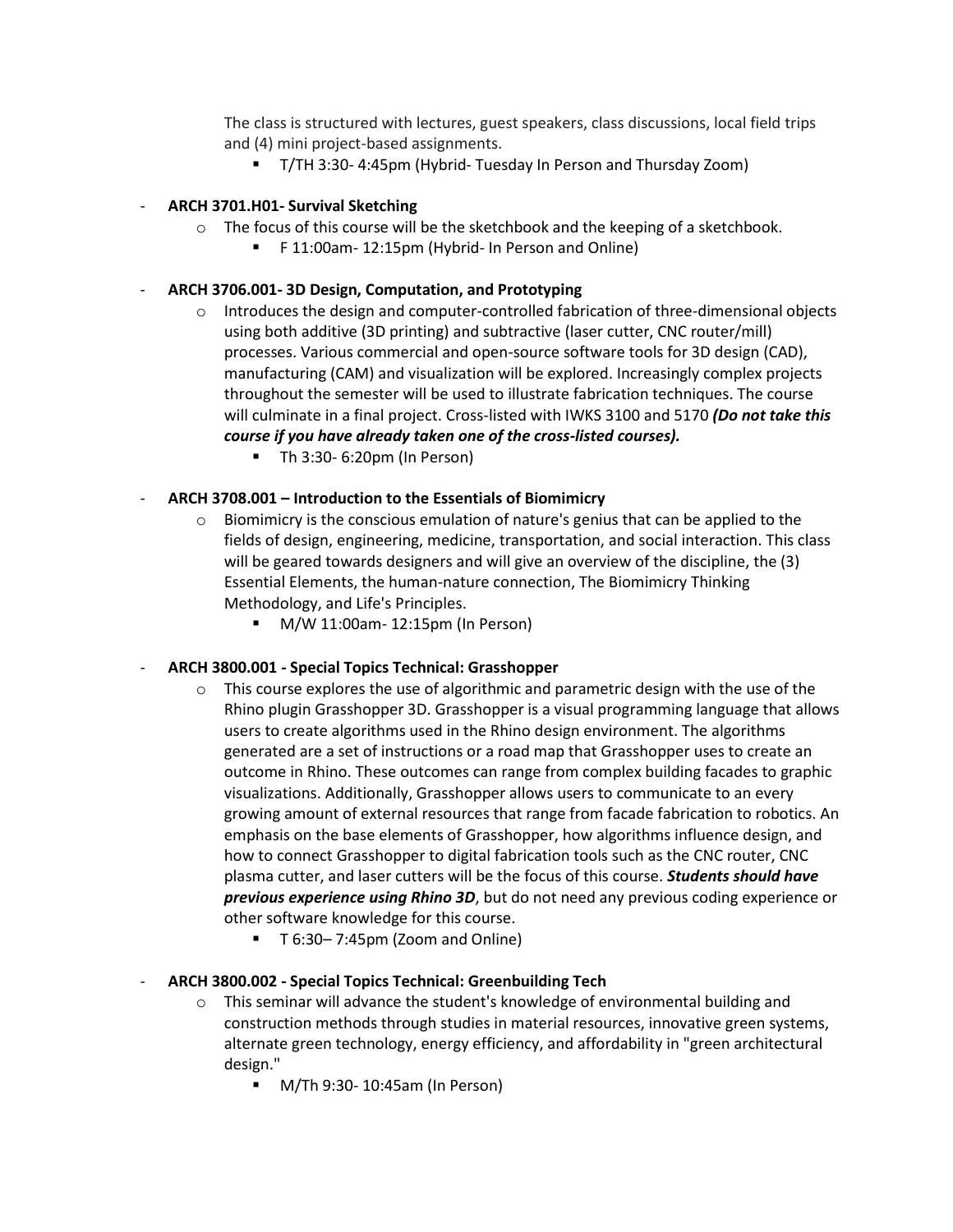The class is structured with lectures, guest speakers, class discussions, local field trips and (4) mini project-based assignments.

- T/TH 3:30- 4:45pm (Hybrid- Tuesday In Person and Thursday Zoom)

- **ARCH 3701.H01- Survival Sketching**
  - The focus of this course will be the sketchbook and the keeping of a sketchbook.
    - F 11:00am- 12:15pm (Hybrid- In Person and Online)

- **ARCH 3706.001- 3D Design, Computation, and Prototyping**
  - Introduces the design and computer-controlled fabrication of three-dimensional objects using both additive (3D printing) and subtractive (laser cutter, CNC router/mill) processes. Various commercial and open-source software tools for 3D design (CAD), manufacturing (CAM) and visualization will be explored. Increasingly complex projects throughout the semester will be used to illustrate fabrication techniques. The course will culminate in a final project. Cross-listed with IWKS 3100 and 5170 ***(Do not take this course if you have already taken one of the cross-listed courses).***
    - Th 3:30- 6:20pm (In Person)

- **ARCH 3708.001 – Introduction to the Essentials of Biomimicry**
  - Biomimicry is the conscious emulation of nature's genius that can be applied to the fields of design, engineering, medicine, transportation, and social interaction. This class will be geared towards designers and will give an overview of the discipline, the (3) Essential Elements, the human-nature connection, The Biomimicry Thinking Methodology, and Life's Principles.
    - M/W 11:00am- 12:15pm (In Person)

- **ARCH 3800.001 - Special Topics Technical: Grasshopper**
  - This course explores the use of algorithmic and parametric design with the use of the Rhino plugin Grasshopper 3D. Grasshopper is a visual programming language that allows users to create algorithms used in the Rhino design environment. The algorithms generated are a set of instructions or a road map that Grasshopper uses to create an outcome in Rhino. These outcomes can range from complex building facades to graphic visualizations. Additionally, Grasshopper allows users to communicate to an every growing amount of external resources that range from facade fabrication to robotics. An emphasis on the base elements of Grasshopper, how algorithms influence design, and how to connect Grasshopper to digital fabrication tools such as the CNC router, CNC plasma cutter, and laser cutters will be the focus of this course. ***Students should have previous experience using Rhino 3D***, but do not need any previous coding experience or other software knowledge for this course.
    - T 6:30– 7:45pm (Zoom and Online)

- **ARCH 3800.002 - Special Topics Technical: Greenbuilding Tech**
  - This seminar will advance the student's knowledge of environmental building and construction methods through studies in material resources, innovative green systems, alternate green technology, energy efficiency, and affordability in "green architectural design."
    - M/Th 9:30- 10:45am (In Person)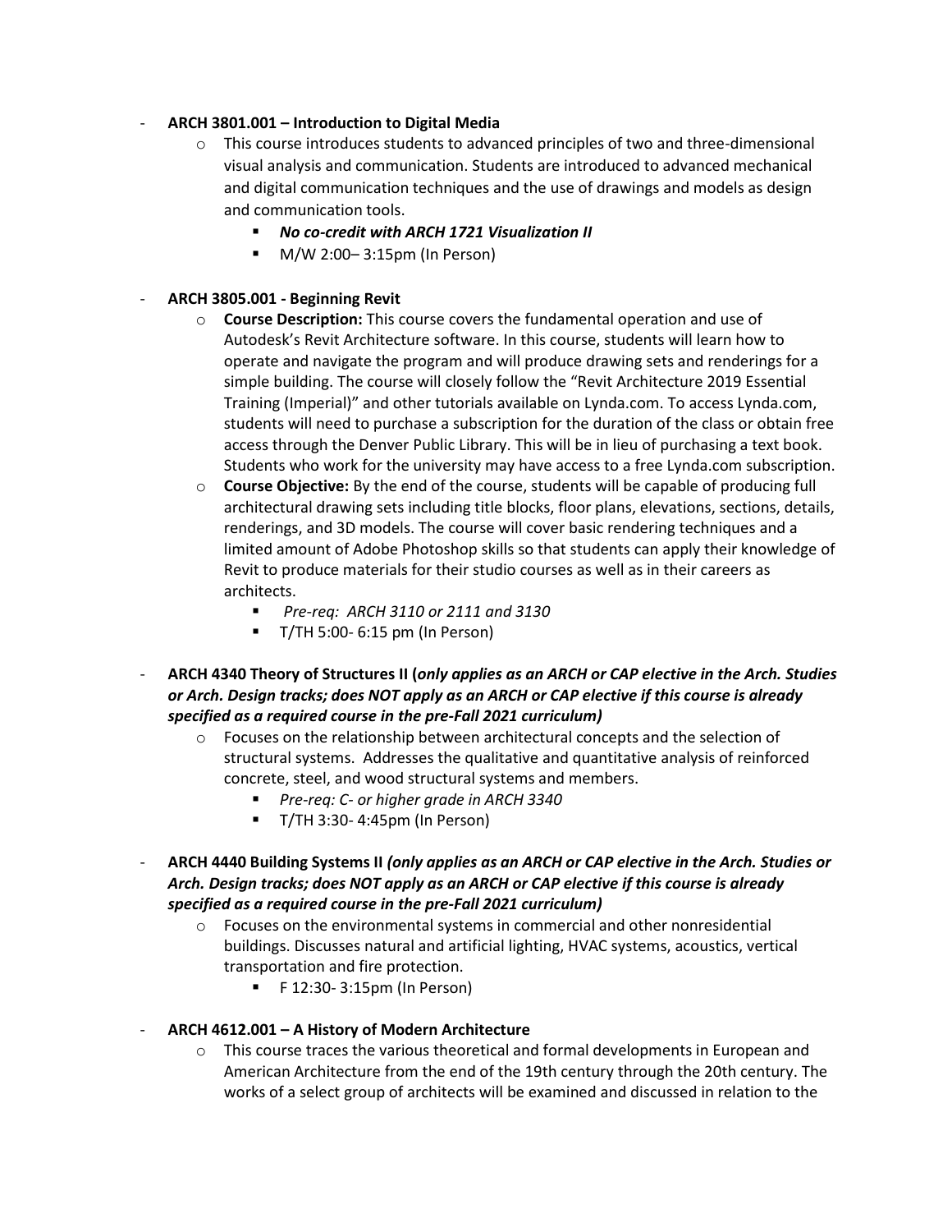- **ARCH 3801.001 – Introduction to Digital Media**
  - This course introduces students to advanced principles of two and three-dimensional visual analysis and communication. Students are introduced to advanced mechanical and digital communication techniques and the use of drawings and models as design and communication tools.
    - ***No co-credit with ARCH 1721 Visualization II***
    - M/W 2:00– 3:15pm (In Person)

- **ARCH 3805.001 - Beginning Revit**
  - **Course Description:** This course covers the fundamental operation and use of Autodesk's Revit Architecture software. In this course, students will learn how to operate and navigate the program and will produce drawing sets and renderings for a simple building. The course will closely follow the "Revit Architecture 2019 Essential Training (Imperial)" and other tutorials available on Lynda.com. To access Lynda.com, students will need to purchase a subscription for the duration of the class or obtain free access through the Denver Public Library. This will be in lieu of purchasing a text book. Students who work for the university may have access to a free Lynda.com subscription.
  - **Course Objective:** By the end of the course, students will be capable of producing full architectural drawing sets including title blocks, floor plans, elevations, sections, details, renderings, and 3D models. The course will cover basic rendering techniques and a limited amount of Adobe Photoshop skills so that students can apply their knowledge of Revit to produce materials for their studio courses as well as in their careers as architects.
    - *Pre-req: ARCH 3110 or 2111 and 3130*
    - T/TH 5:00- 6:15 pm (In Person)

- **ARCH 4340 Theory of Structures II (*only applies as an ARCH or CAP elective in the Arch. Studies or Arch. Design tracks; does NOT apply as an ARCH or CAP elective if this course is already specified as a required course in the pre-Fall 2021 curriculum)***
  - Focuses on the relationship between architectural concepts and the selection of structural systems. Addresses the qualitative and quantitative analysis of reinforced concrete, steel, and wood structural systems and members.
    - *Pre-req: C- or higher grade in ARCH 3340*
    - T/TH 3:30- 4:45pm (In Person)

- **ARCH 4440 Building Systems II *(only applies as an ARCH or CAP elective in the Arch. Studies or Arch. Design tracks; does NOT apply as an ARCH or CAP elective if this course is already specified as a required course in the pre-Fall 2021 curriculum)***
  - Focuses on the environmental systems in commercial and other nonresidential buildings. Discusses natural and artificial lighting, HVAC systems, acoustics, vertical transportation and fire protection.
    - F 12:30- 3:15pm (In Person)

- **ARCH 4612.001 – A History of Modern Architecture**
  - This course traces the various theoretical and formal developments in European and American Architecture from the end of the 19th century through the 20th century. The works of a select group of architects will be examined and discussed in relation to the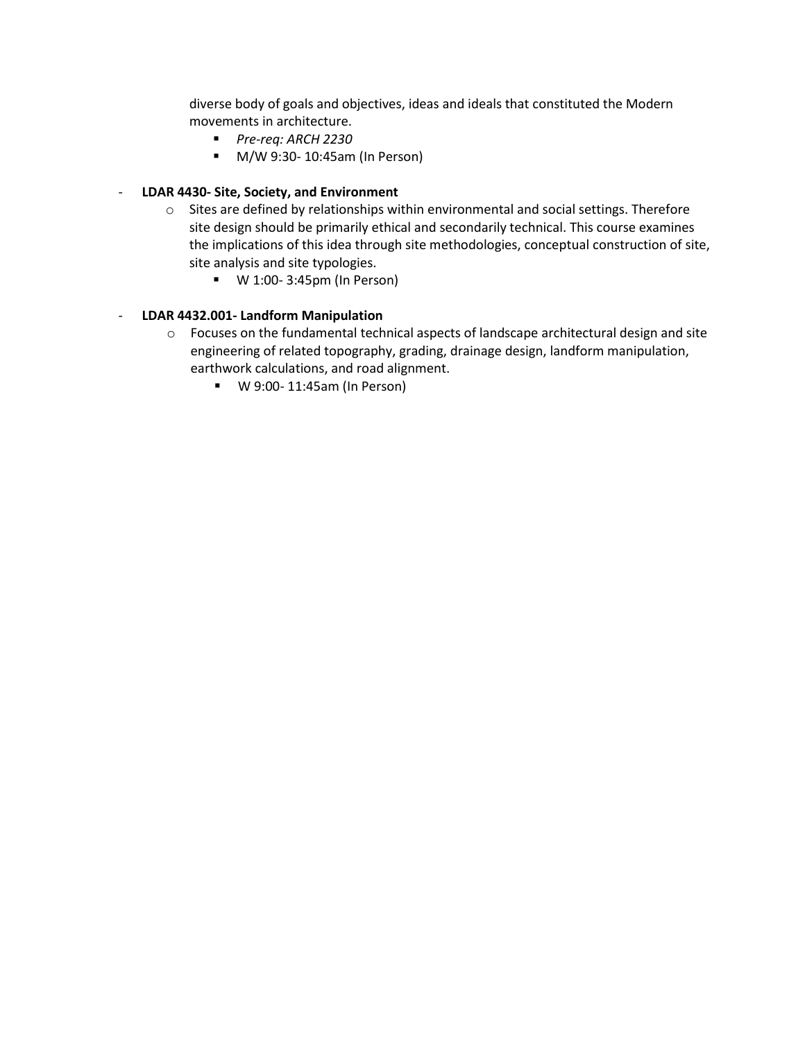diverse body of goals and objectives, ideas and ideals that constituted the Modern movements in architecture.

    - *Pre-req: ARCH 2230*
    - M/W 9:30- 10:45am (In Person)

- **LDAR 4430- Site, Society, and Environment**
  - Sites are defined by relationships within environmental and social settings. Therefore site design should be primarily ethical and secondarily technical. This course examines the implications of this idea through site methodologies, conceptual construction of site, site analysis and site typologies.
    - W 1:00- 3:45pm (In Person)

- **LDAR 4432.001- Landform Manipulation**
  - Focuses on the fundamental technical aspects of landscape architectural design and site engineering of related topography, grading, drainage design, landform manipulation, earthwork calculations, and road alignment.
    - W 9:00- 11:45am (In Person)